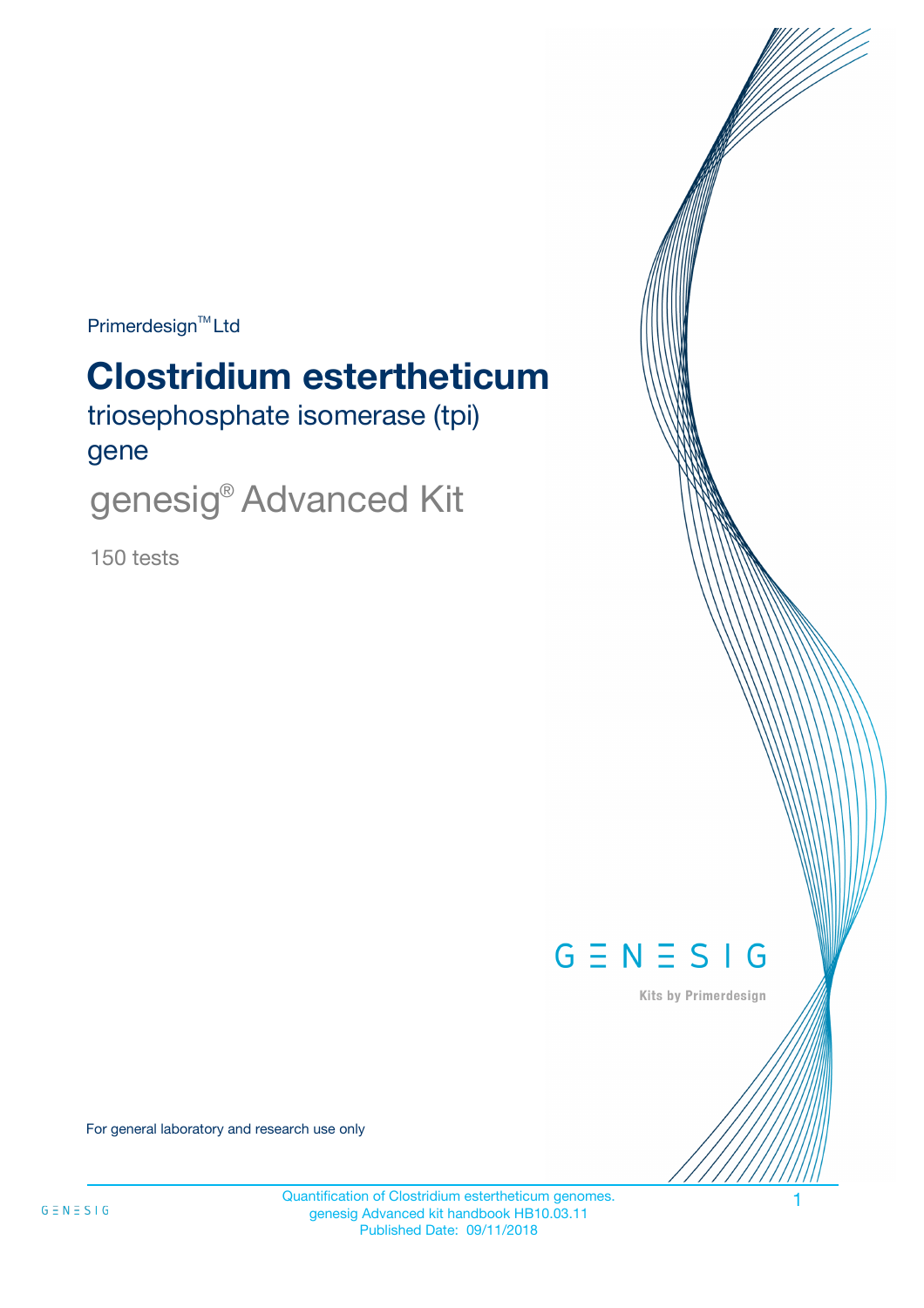Primerdesign™ Ltd

# Clostridium estertheticum

## triosephosphate isomerase (tpi) gene

## genesig® Advanced Kit

150 tests

GENESIG

Kits by Primerdesign

For general laboratory and research use only

Quantification of Clostridium estertheticum genomes.
genesig Advanced kit handbook HB10.03.11
Published Date: 09/11/2018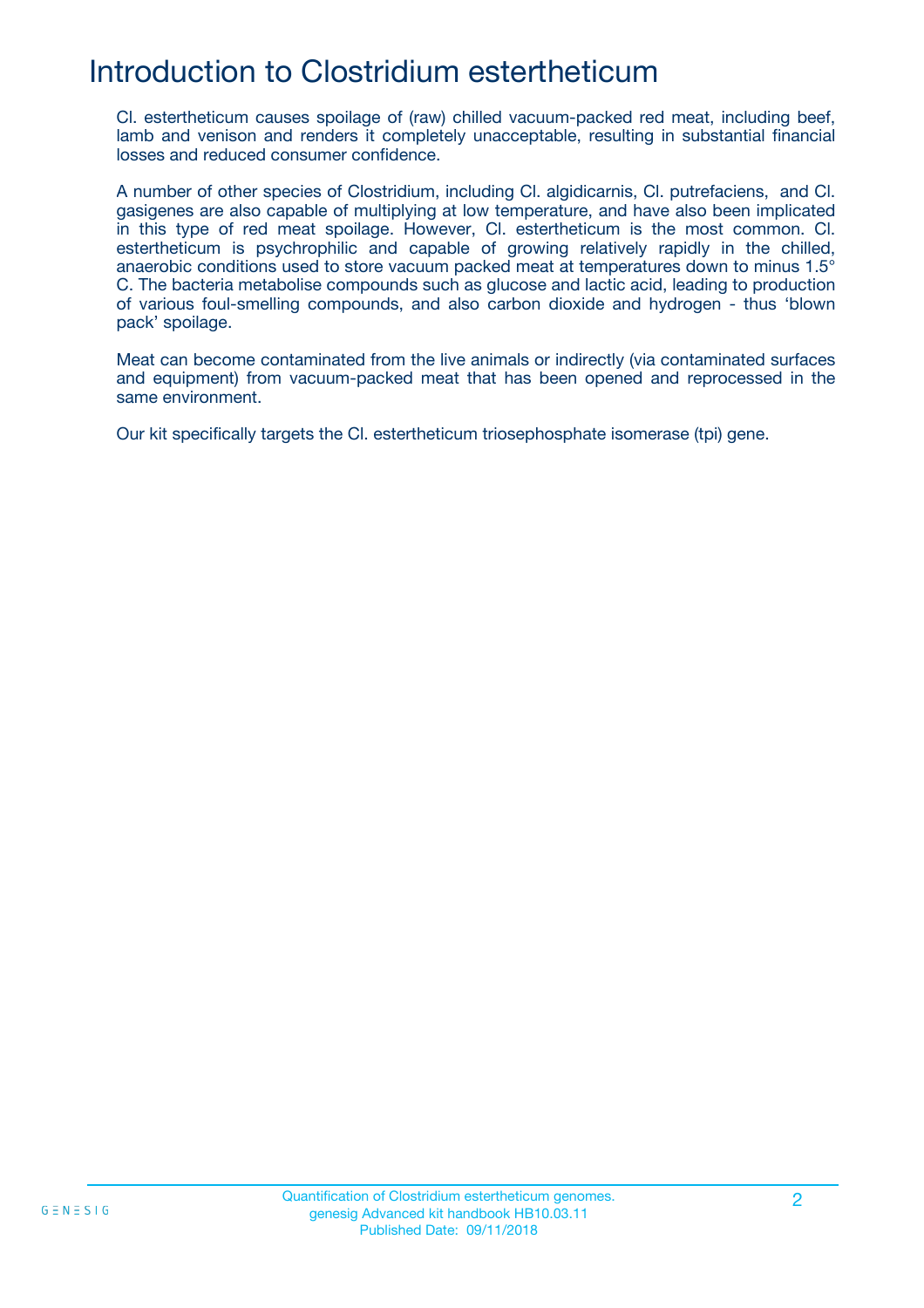# Introduction to Clostridium esthertheticum

Cl. estertheticum causes spoilage of (raw) chilled vacuum-packed red meat, including beef, lamb and venison and renders it completely unacceptable, resulting in substantial financial losses and reduced consumer confidence.

A number of other species of Clostridium, including Cl. algidicarnis, Cl. putrefaciens, and Cl. gasigenes are also capable of multiplying at low temperature, and have also been implicated in this type of red meat spoilage. However, Cl. estertheticum is the most common. Cl. estertheticum is psychrophilic and capable of growing relatively rapidly in the chilled, anaerobic conditions used to store vacuum packed meat at temperatures down to minus 1.5° C. The bacteria metabolise compounds such as glucose and lactic acid, leading to production of various foul-smelling compounds, and also carbon dioxide and hydrogen - thus 'blown pack' spoilage.

Meat can become contaminated from the live animals or indirectly (via contaminated surfaces and equipment) from vacuum-packed meat that has been opened and reprocessed in the same environment.

Our kit specifically targets the Cl. estertheticum triosephosphate isomerase (tpi) gene.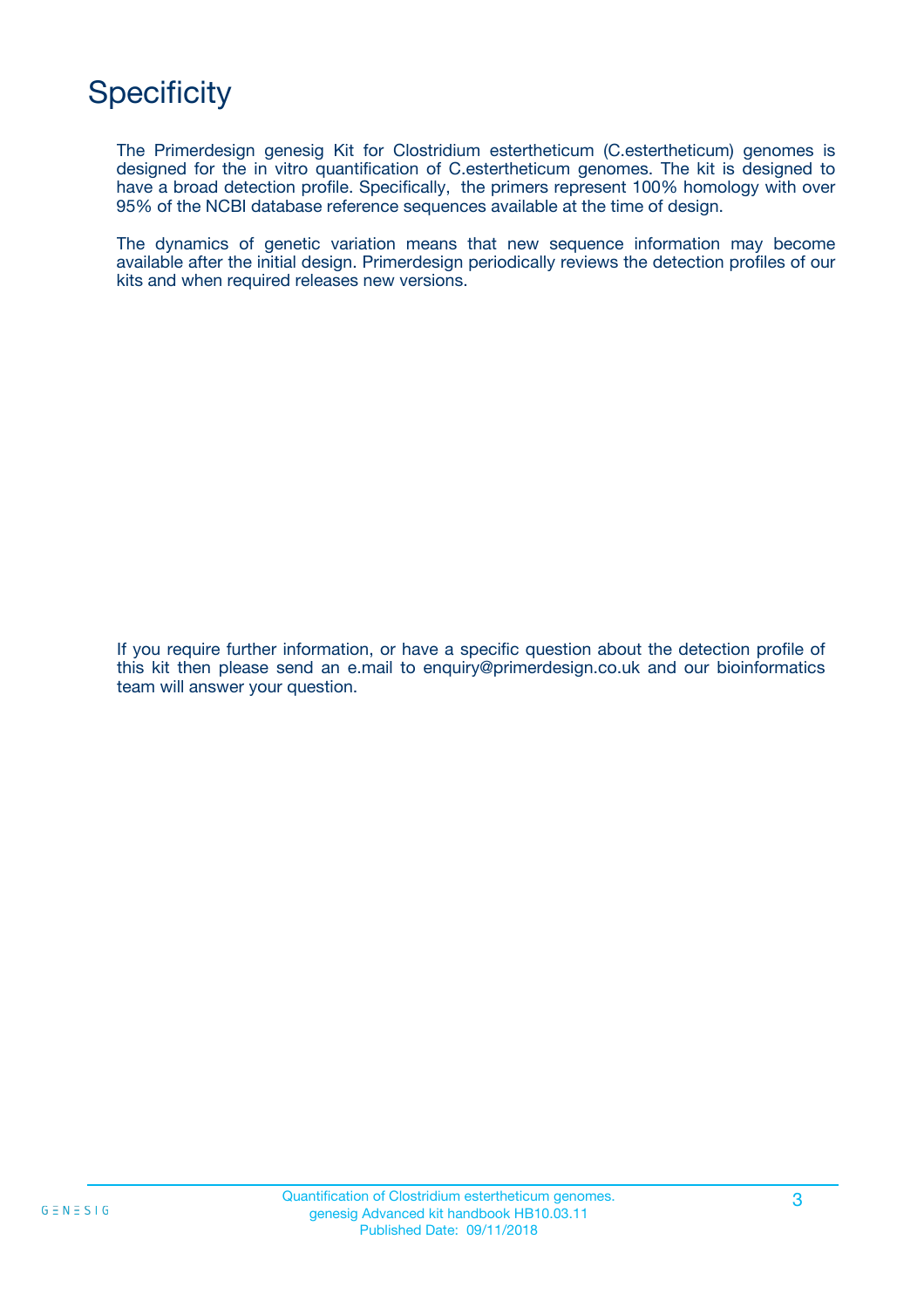# Specificity

The Primerdesign genesig Kit for Clostridium estertheticum (C.estertheticum) genomes is designed for the in vitro quantification of C.estertheticum genomes. The kit is designed to have a broad detection profile. Specifically, the primers represent 100% homology with over 95% of the NCBI database reference sequences available at the time of design.

The dynamics of genetic variation means that new sequence information may become available after the initial design. Primerdesign periodically reviews the detection profiles of our kits and when required releases new versions.

If you require further information, or have a specific question about the detection profile of this kit then please send an e.mail to enquiry@primerdesign.co.uk and our bioinformatics team will answer your question.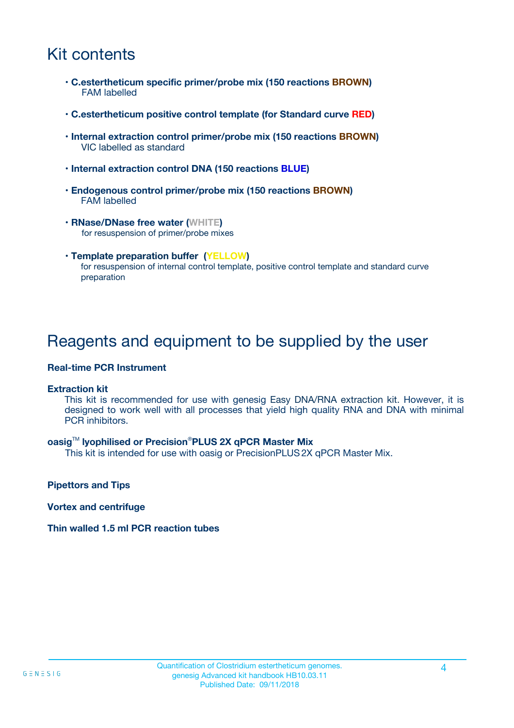# Kit contents

- **C.estertheticum specific primer/probe mix (150 reactions BROWN)**
  FAM labelled

- **C.estertheticum positive control template (for Standard curve RED)**

- **Internal extraction control primer/probe mix (150 reactions BROWN)**
  VIC labelled as standard

- **Internal extraction control DNA (150 reactions BLUE)**

- **Endogenous control primer/probe mix (150 reactions BROWN)**
  FAM labelled

- **RNase/DNase free water (WHITE)**
  for resuspension of primer/probe mixes

- **Template preparation buffer (YELLOW)**
  for resuspension of internal control template, positive control template and standard curve preparation

# Reagents and equipment to be supplied by the user

**Real-time PCR Instrument**

**Extraction kit**

This kit is recommended for use with genesig Easy DNA/RNA extraction kit. However, it is designed to work well with all processes that yield high quality RNA and DNA with minimal PCR inhibitors.

**oasig™ lyophilised or Precision®PLUS 2X qPCR Master Mix**

This kit is intended for use with oasig or PrecisionPLUS 2X qPCR Master Mix.

**Pipettors and Tips**

**Vortex and centrifuge**

**Thin walled 1.5 ml PCR reaction tubes**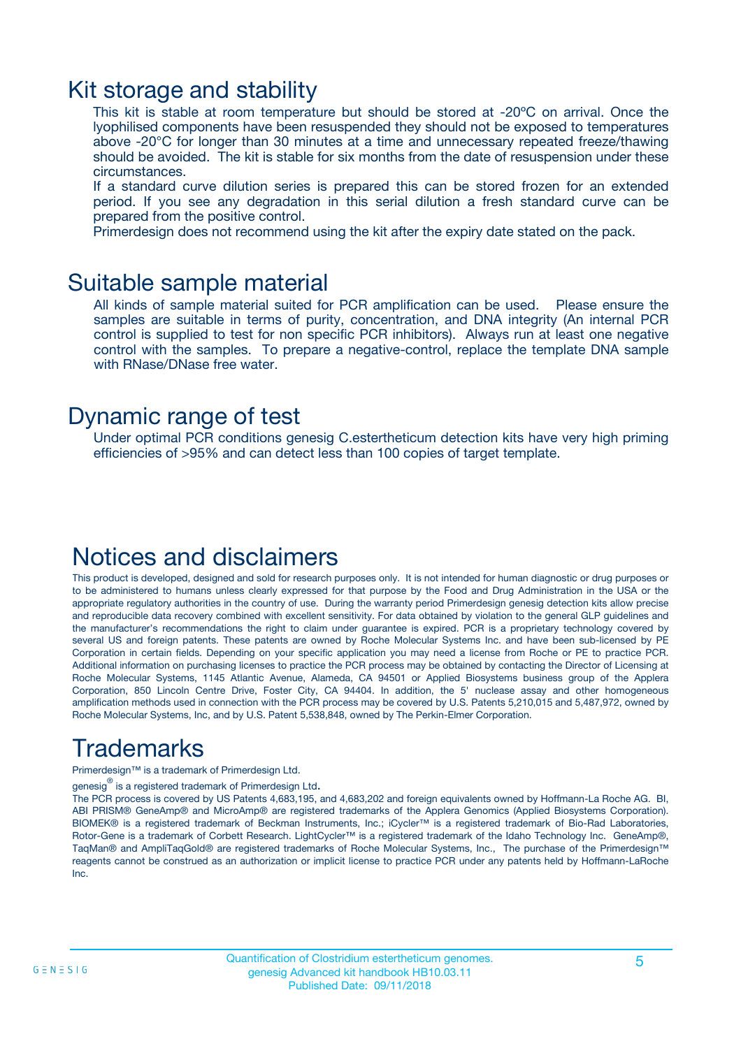## Kit storage and stability

This kit is stable at room temperature but should be stored at -20ºC on arrival. Once the lyophilised components have been resuspended they should not be exposed to temperatures above -20°C for longer than 30 minutes at a time and unnecessary repeated freeze/thawing should be avoided. The kit is stable for six months from the date of resuspension under these circumstances.

If a standard curve dilution series is prepared this can be stored frozen for an extended period. If you see any degradation in this serial dilution a fresh standard curve can be prepared from the positive control.

Primerdesign does not recommend using the kit after the expiry date stated on the pack.

## Suitable sample material

All kinds of sample material suited for PCR amplification can be used. Please ensure the samples are suitable in terms of purity, concentration, and DNA integrity (An internal PCR control is supplied to test for non specific PCR inhibitors). Always run at least one negative control with the samples. To prepare a negative-control, replace the template DNA sample with RNase/DNase free water.

## Dynamic range of test

Under optimal PCR conditions genesig C.estertheticum detection kits have very high priming efficiencies of >95% and can detect less than 100 copies of target template.

## Notices and disclaimers

This product is developed, designed and sold for research purposes only. It is not intended for human diagnostic or drug purposes or to be administered to humans unless clearly expressed for that purpose by the Food and Drug Administration in the USA or the appropriate regulatory authorities in the country of use. During the warranty period Primerdesign genesig detection kits allow precise and reproducible data recovery combined with excellent sensitivity. For data obtained by violation to the general GLP guidelines and the manufacturer's recommendations the right to claim under guarantee is expired. PCR is a proprietary technology covered by several US and foreign patents. These patents are owned by Roche Molecular Systems Inc. and have been sub-licensed by PE Corporation in certain fields. Depending on your specific application you may need a license from Roche or PE to practice PCR. Additional information on purchasing licenses to practice the PCR process may be obtained by contacting the Director of Licensing at Roche Molecular Systems, 1145 Atlantic Avenue, Alameda, CA 94501 or Applied Biosystems business group of the Applera Corporation, 850 Lincoln Centre Drive, Foster City, CA 94404. In addition, the 5' nuclease assay and other homogeneous amplification methods used in connection with the PCR process may be covered by U.S. Patents 5,210,015 and 5,487,972, owned by Roche Molecular Systems, Inc, and by U.S. Patent 5,538,848, owned by The Perkin-Elmer Corporation.

## Trademarks

Primerdesign™ is a trademark of Primerdesign Ltd.

genesig® is a registered trademark of Primerdesign Ltd.

The PCR process is covered by US Patents 4,683,195, and 4,683,202 and foreign equivalents owned by Hoffmann-La Roche AG. BI, ABI PRISM® GeneAmp® and MicroAmp® are registered trademarks of the Applera Genomics (Applied Biosystems Corporation). BIOMEK® is a registered trademark of Beckman Instruments, Inc.; iCycler™ is a registered trademark of Bio-Rad Laboratories, Rotor-Gene is a trademark of Corbett Research. LightCycler™ is a registered trademark of the Idaho Technology Inc. GeneAmp®, TaqMan® and AmpliTaqGold® are registered trademarks of Roche Molecular Systems, Inc., The purchase of the Primerdesign™ reagents cannot be construed as an authorization or implicit license to practice PCR under any patents held by Hoffmann-LaRoche Inc.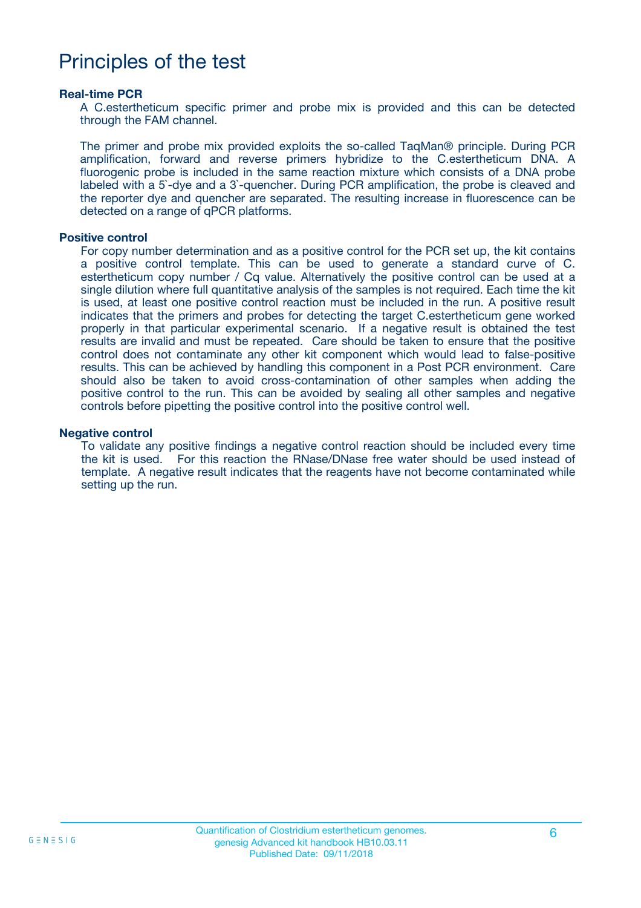# Principles of the test

### Real-time PCR

A C.estertheticum specific primer and probe mix is provided and this can be detected through the FAM channel.

The primer and probe mix provided exploits the so-called TaqMan® principle. During PCR amplification, forward and reverse primers hybridize to the C.estertheticum DNA. A fluorogenic probe is included in the same reaction mixture which consists of a DNA probe labeled with a 5`-dye and a 3`-quencher. During PCR amplification, the probe is cleaved and the reporter dye and quencher are separated. The resulting increase in fluorescence can be detected on a range of qPCR platforms.

### Positive control

For copy number determination and as a positive control for the PCR set up, the kit contains a positive control template. This can be used to generate a standard curve of C. estertheticum copy number / Cq value. Alternatively the positive control can be used at a single dilution where full quantitative analysis of the samples is not required. Each time the kit is used, at least one positive control reaction must be included in the run. A positive result indicates that the primers and probes for detecting the target C.estertheticum gene worked properly in that particular experimental scenario. If a negative result is obtained the test results are invalid and must be repeated. Care should be taken to ensure that the positive control does not contaminate any other kit component which would lead to false-positive results. This can be achieved by handling this component in a Post PCR environment. Care should also be taken to avoid cross-contamination of other samples when adding the positive control to the run. This can be avoided by sealing all other samples and negative controls before pipetting the positive control into the positive control well.

### Negative control

To validate any positive findings a negative control reaction should be included every time the kit is used. For this reaction the RNase/DNase free water should be used instead of template. A negative result indicates that the reagents have not become contaminated while setting up the run.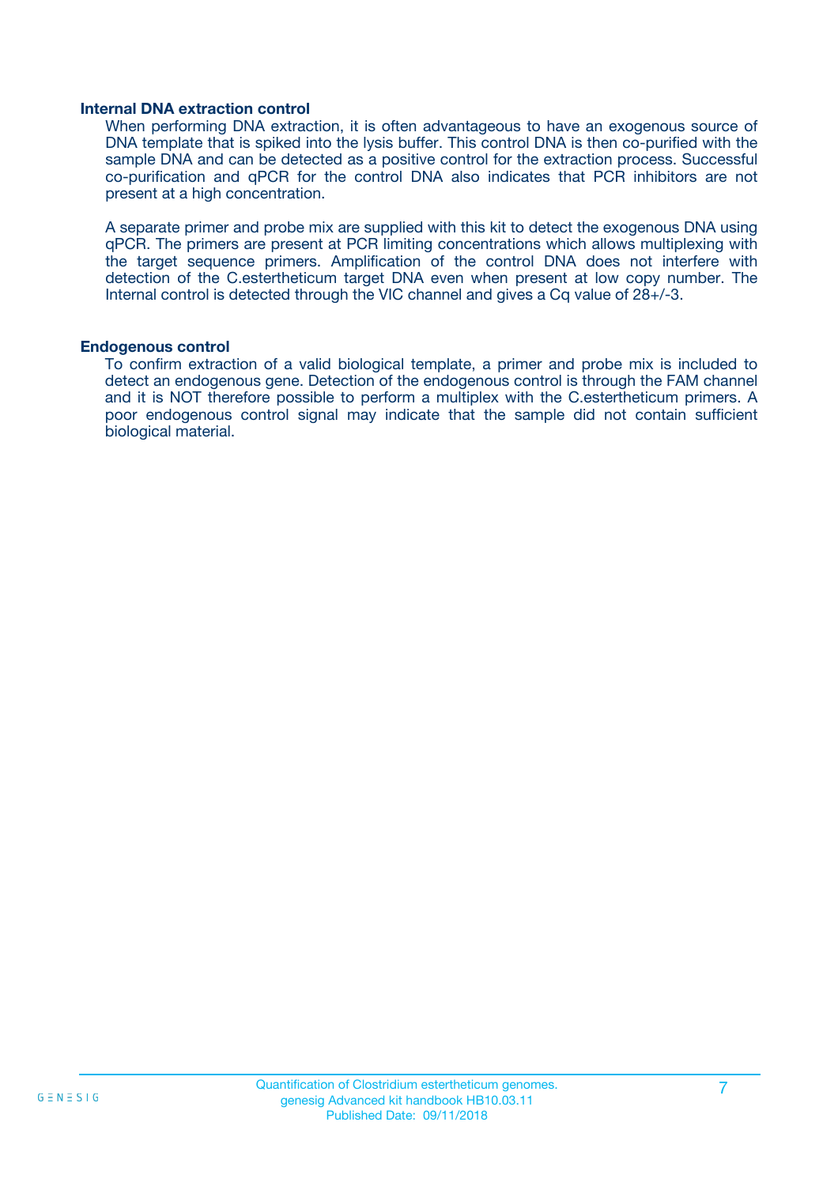### Internal DNA extraction control

When performing DNA extraction, it is often advantageous to have an exogenous source of DNA template that is spiked into the lysis buffer. This control DNA is then co-purified with the sample DNA and can be detected as a positive control for the extraction process. Successful co-purification and qPCR for the control DNA also indicates that PCR inhibitors are not present at a high concentration.

A separate primer and probe mix are supplied with this kit to detect the exogenous DNA using qPCR. The primers are present at PCR limiting concentrations which allows multiplexing with the target sequence primers. Amplification of the control DNA does not interfere with detection of the C.estertheticum target DNA even when present at low copy number. The Internal control is detected through the VIC channel and gives a Cq value of 28+/-3.

### Endogenous control

To confirm extraction of a valid biological template, a primer and probe mix is included to detect an endogenous gene. Detection of the endogenous control is through the FAM channel and it is NOT therefore possible to perform a multiplex with the C.estertheticum primers. A poor endogenous control signal may indicate that the sample did not contain sufficient biological material.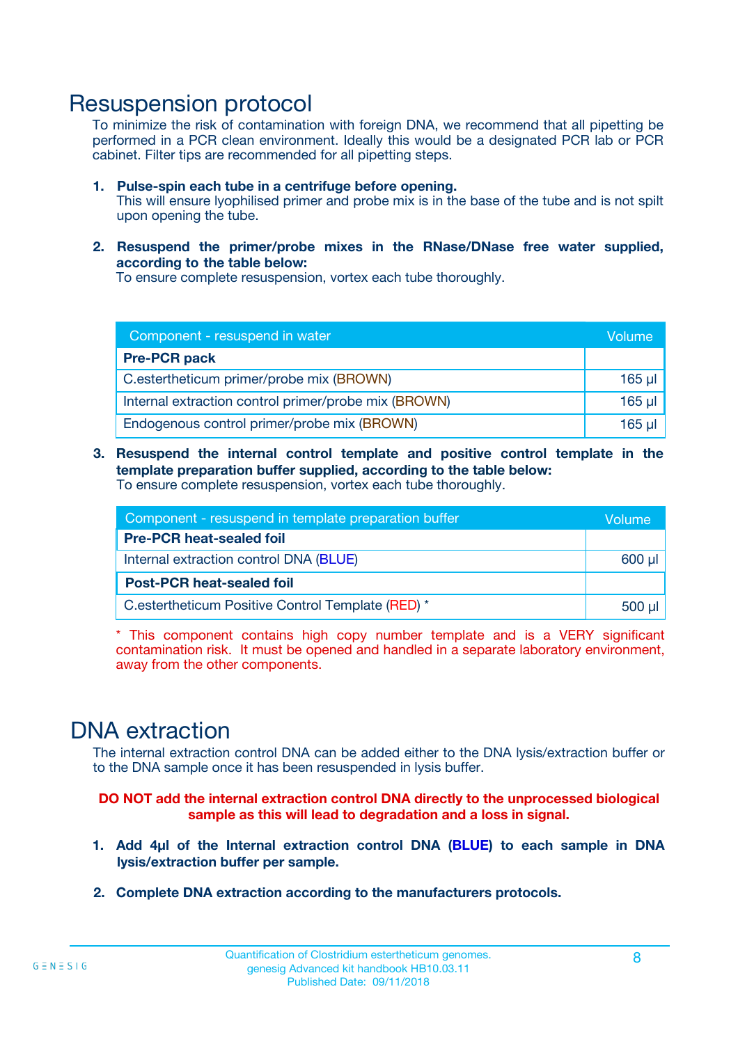# Resuspension protocol

To minimize the risk of contamination with foreign DNA, we recommend that all pipetting be performed in a PCR clean environment. Ideally this would be a designated PCR lab or PCR cabinet. Filter tips are recommended for all pipetting steps.

1. **Pulse-spin each tube in a centrifuge before opening.**
   This will ensure lyophilised primer and probe mix is in the base of the tube and is not spilt upon opening the tube.

2. **Resuspend the primer/probe mixes in the RNase/DNase free water supplied, according to the table below:**
   To ensure complete resuspension, vortex each tube thoroughly.

| Component - resuspend in water | Volume |
|---|---|
| **Pre-PCR pack** | |
| C.estertheticum primer/probe mix (BROWN) | 165 µl |
| Internal extraction control primer/probe mix (BROWN) | 165 µl |
| Endogenous control primer/probe mix (BROWN) | 165 µl |

3. **Resuspend the internal control template and positive control template in the template preparation buffer supplied, according to the table below:**
   To ensure complete resuspension, vortex each tube thoroughly.

| Component - resuspend in template preparation buffer | Volume |
|---|---|
| **Pre-PCR heat-sealed foil** | |
| Internal extraction control DNA (BLUE) | 600 µl |
| **Post-PCR heat-sealed foil** | |
| C.estertheticum Positive Control Template (RED) * | 500 µl |

* This component contains high copy number template and is a VERY significant contamination risk. It must be opened and handled in a separate laboratory environment, away from the other components.

# DNA extraction

The internal extraction control DNA can be added either to the DNA lysis/extraction buffer or to the DNA sample once it has been resuspended in lysis buffer.

**DO NOT add the internal extraction control DNA directly to the unprocessed biological sample as this will lead to degradation and a loss in signal.**

1. **Add 4µl of the Internal extraction control DNA (BLUE) to each sample in DNA lysis/extraction buffer per sample.**

2. **Complete DNA extraction according to the manufacturers protocols.**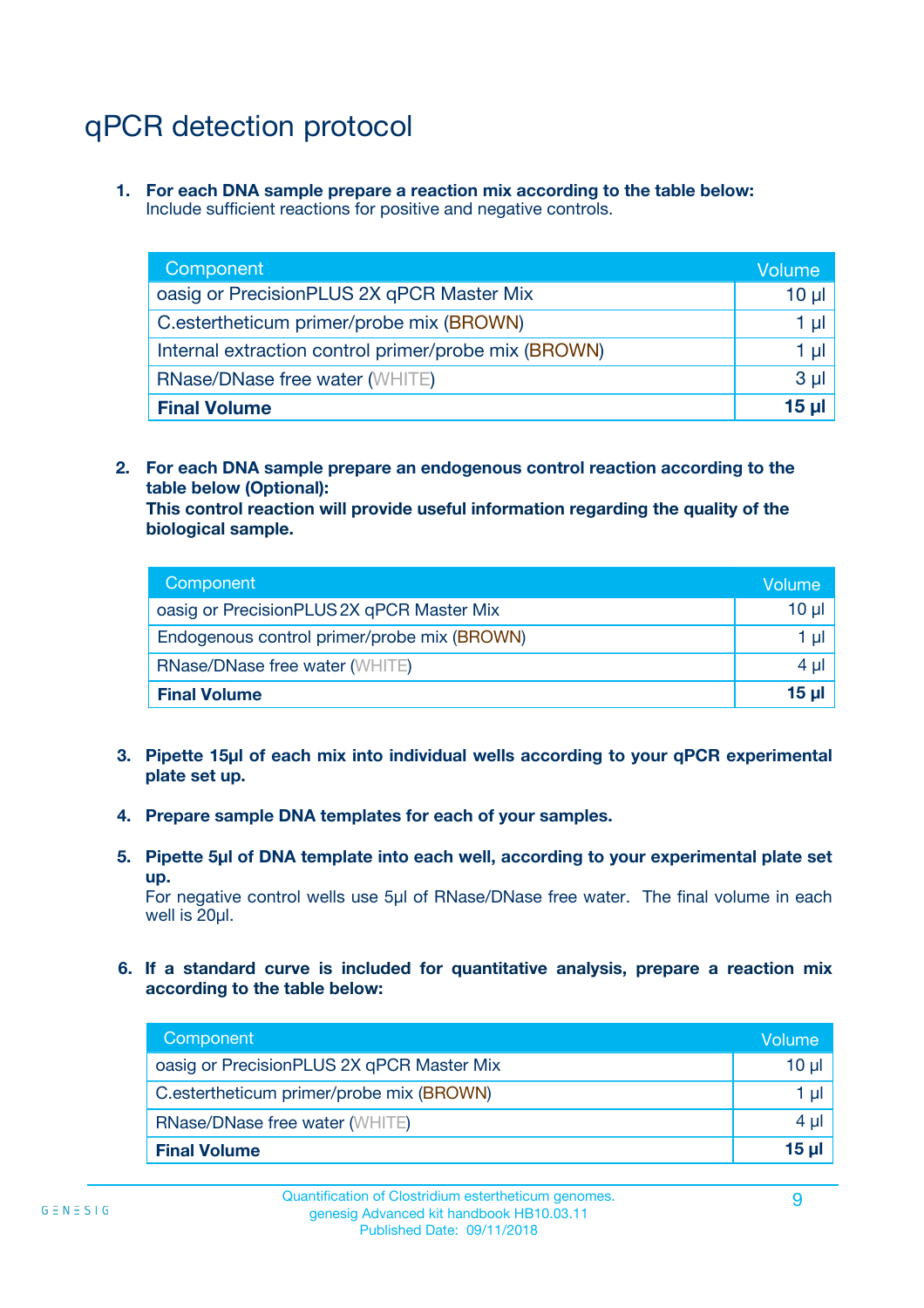# qPCR detection protocol

1. **For each DNA sample prepare a reaction mix according to the table below:**
   Include sufficient reactions for positive and negative controls.

| Component | Volume |
|---|---|
| oasig or PrecisionPLUS 2X qPCR Master Mix | 10 µl |
| C.estertheticum primer/probe mix (BROWN) | 1 µl |
| Internal extraction control primer/probe mix (BROWN) | 1 µl |
| RNase/DNase free water (WHITE) | 3 µl |
| **Final Volume** | **15 µl** |

2. **For each DNA sample prepare an endogenous control reaction according to the table below (Optional):**
   **This control reaction will provide useful information regarding the quality of the biological sample.**

| Component | Volume |
|---|---|
| oasig or PrecisionPLUS 2X qPCR Master Mix | 10 µl |
| Endogenous control primer/probe mix (BROWN) | 1 µl |
| RNase/DNase free water (WHITE) | 4 µl |
| **Final Volume** | **15 µl** |

3. **Pipette 15µl of each mix into individual wells according to your qPCR experimental plate set up.**

4. **Prepare sample DNA templates for each of your samples.**

5. **Pipette 5µl of DNA template into each well, according to your experimental plate set up.**
   For negative control wells use 5µl of RNase/DNase free water. The final volume in each well is 20µl.

6. **If a standard curve is included for quantitative analysis, prepare a reaction mix according to the table below:**

| Component | Volume |
|---|---|
| oasig or PrecisionPLUS 2X qPCR Master Mix | 10 µl |
| C.estertheticum primer/probe mix (BROWN) | 1 µl |
| RNase/DNase free water (WHITE) | 4 µl |
| **Final Volume** | **15 µl** |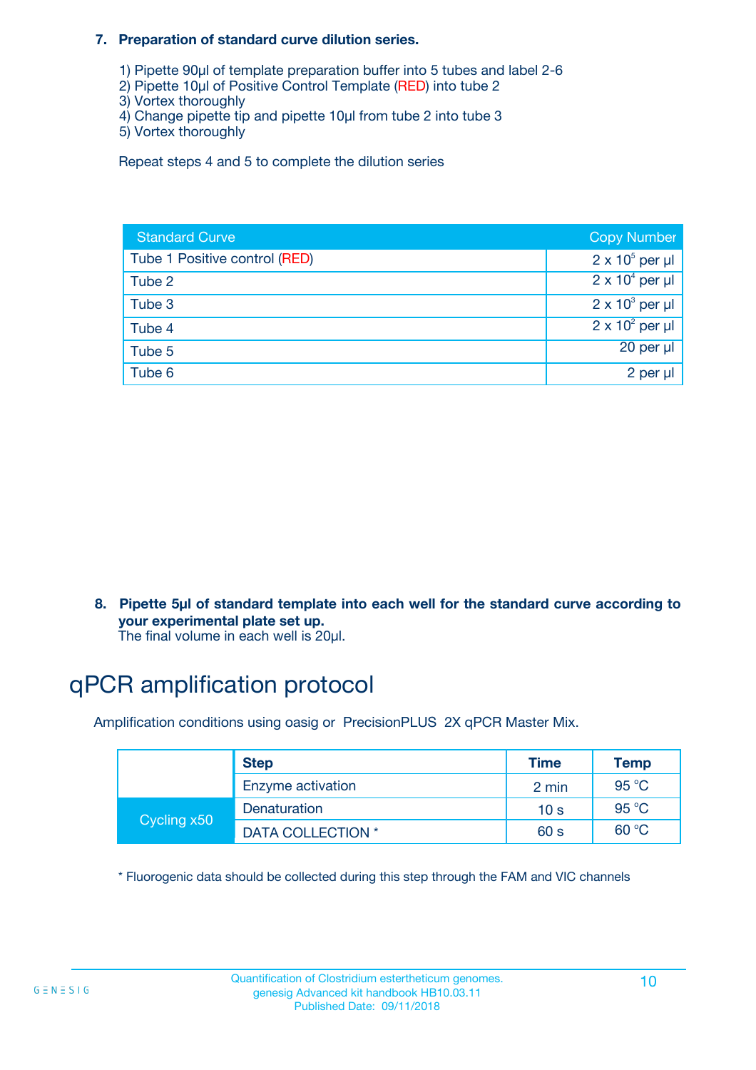7. **Preparation of standard curve dilution series.**

   1) Pipette 90µl of template preparation buffer into 5 tubes and label 2-6
   2) Pipette 10µl of Positive Control Template (RED) into tube 2
   3) Vortex thoroughly
   4) Change pipette tip and pipette 10µl from tube 2 into tube 3
   5) Vortex thoroughly

   Repeat steps 4 and 5 to complete the dilution series

| Standard Curve | Copy Number |
|---|---|
| Tube 1 Positive control (RED) | $2 \times 10^5$ per µl |
| Tube 2 | $2 \times 10^4$ per µl |
| Tube 3 | $2 \times 10^3$ per µl |
| Tube 4 | $2 \times 10^2$ per µl |
| Tube 5 | 20 per µl |
| Tube 6 | 2 per µl |

8. **Pipette 5µl of standard template into each well for the standard curve according to your experimental plate set up.**
   The final volume in each well is 20µl.

# qPCR amplification protocol

Amplification conditions using oasig or PrecisionPLUS 2X qPCR Master Mix.

| | Step | Time | Temp |
|---|---|---|---|
| | Enzyme activation | 2 min | 95 °C |
| Cycling x50 | Denaturation | 10 s | 95 °C |
| | DATA COLLECTION * | 60 s | 60 °C |

* Fluorogenic data should be collected during this step through the FAM and VIC channels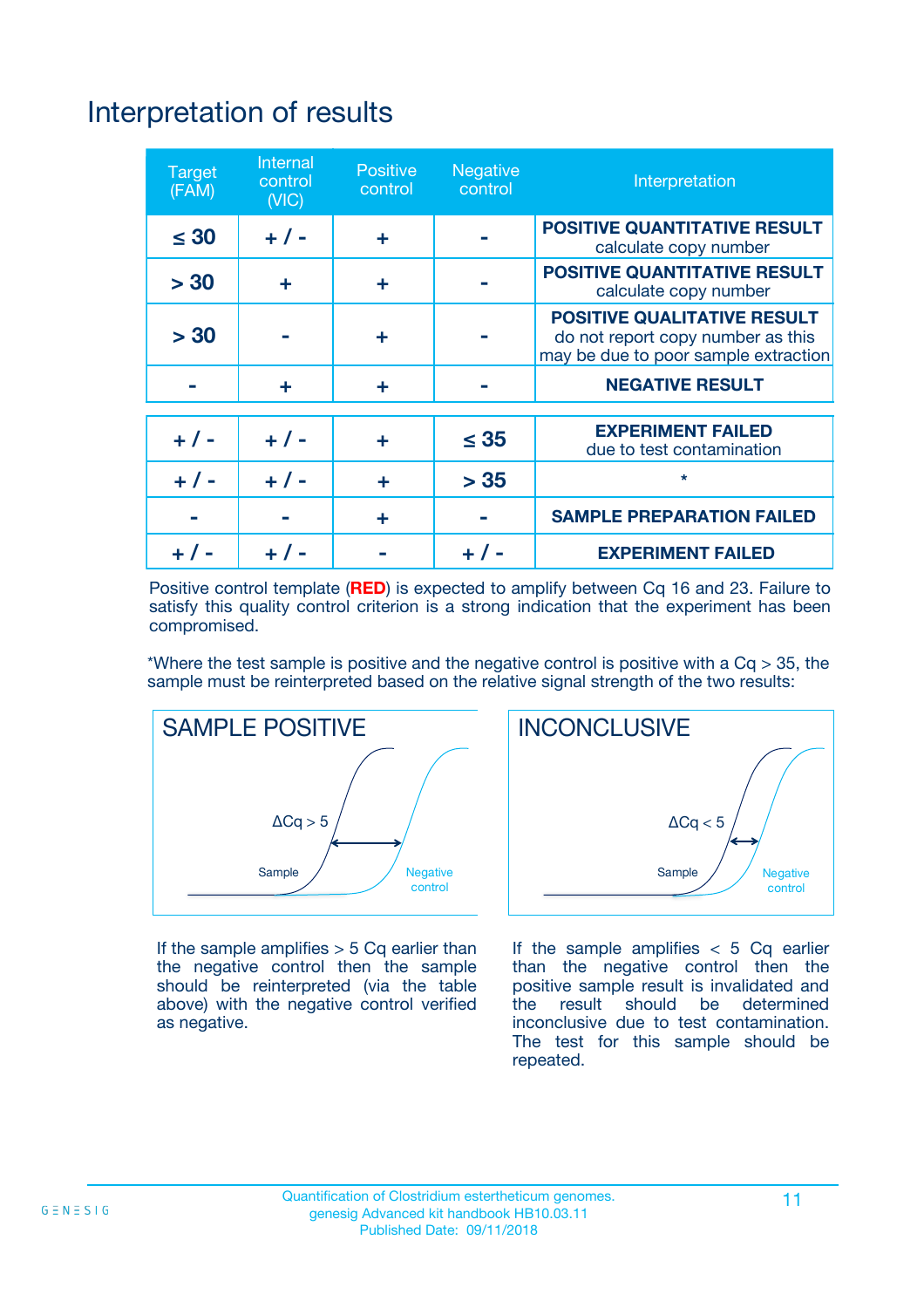# Interpretation of results

| Target (FAM) | Internal control (VIC) | Positive control | Negative control | Interpretation |
|---|---|---|---|---|
| ≤ 30 | + / - | + | - | **POSITIVE QUANTITATIVE RESULT** calculate copy number |
| > 30 | + | + | - | **POSITIVE QUANTITATIVE RESULT** calculate copy number |
| > 30 | - | + | - | **POSITIVE QUALITATIVE RESULT** do not report copy number as this may be due to poor sample extraction |
| - | + | + | - | **NEGATIVE RESULT** |
| + / - | + / - | + | ≤ 35 | **EXPERIMENT FAILED** due to test contamination |
| + / - | + / - | + | > 35 | * |
| - | - | + | - | **SAMPLE PREPARATION FAILED** |
| + / - | + / - | - | + / - | **EXPERIMENT FAILED** |

Positive control template (**RED**) is expected to amplify between Cq 16 and 23. Failure to satisfy this quality control criterion is a strong indication that the experiment has been compromised.

*Where the test sample is positive and the negative control is positive with a Cq > 35, the sample must be reinterpreted based on the relative signal strength of the two results:

## SAMPLE POSITIVE

ΔCq > 5

Sample

Negative control

If the sample amplifies > 5 Cq earlier than the negative control then the sample should be reinterpreted (via the table above) with the negative control verified as negative.

## INCONCLUSIVE

ΔCq < 5

Sample

Negative control

If the sample amplifies < 5 Cq earlier than the negative control then the positive sample result is invalidated and the result should be determined inconclusive due to test contamination. The test for this sample should be repeated.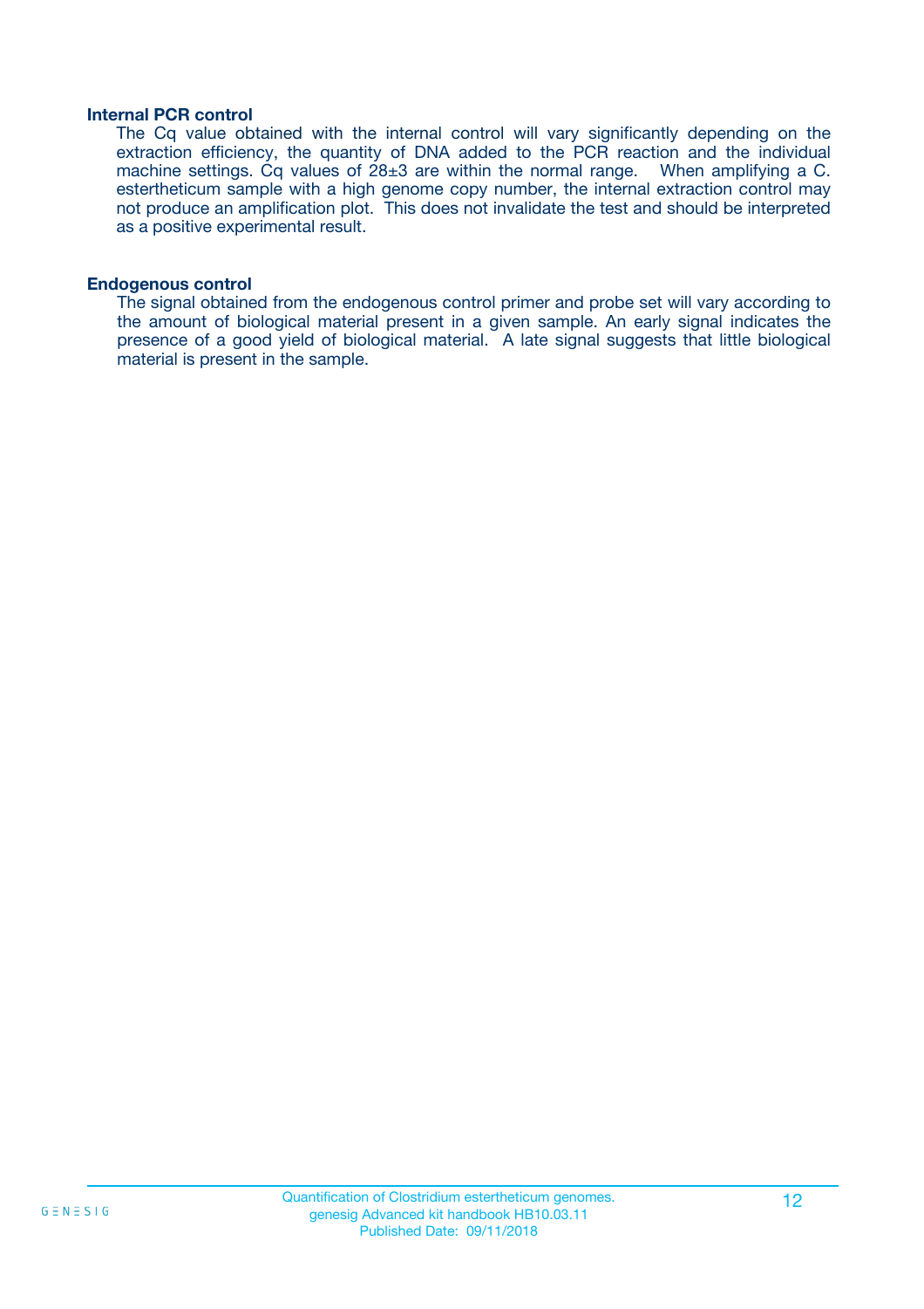**Internal PCR control**

The Cq value obtained with the internal control will vary significantly depending on the extraction efficiency, the quantity of DNA added to the PCR reaction and the individual machine settings. Cq values of 28±3 are within the normal range. When amplifying a C. estertheticum sample with a high genome copy number, the internal extraction control may not produce an amplification plot. This does not invalidate the test and should be interpreted as a positive experimental result.

**Endogenous control**

The signal obtained from the endogenous control primer and probe set will vary according to the amount of biological material present in a given sample. An early signal indicates the presence of a good yield of biological material. A late signal suggests that little biological material is present in the sample.